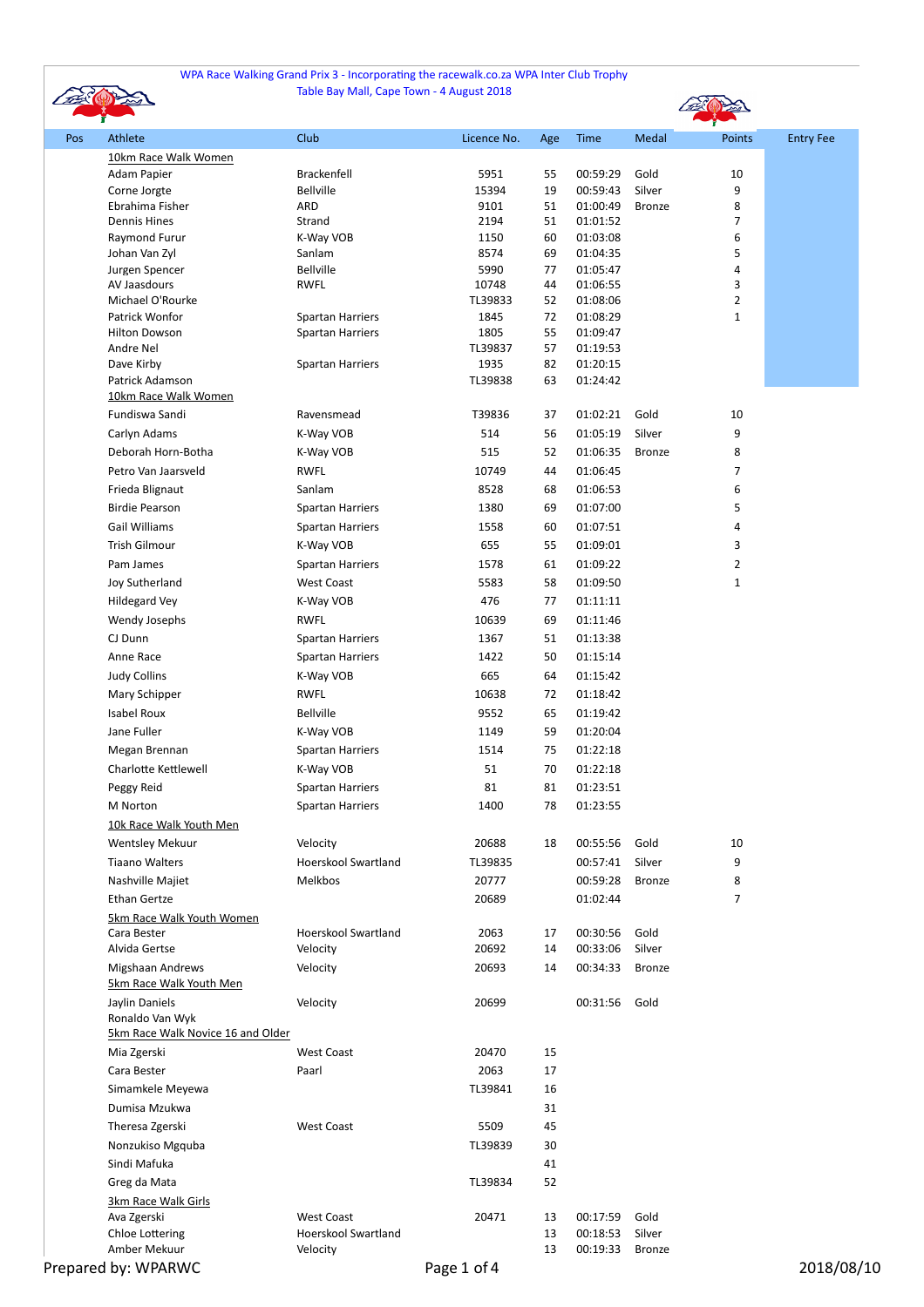WPA Race Walking Grand Prix 3 - Incorporating the racewalk.co.za WPA Inter Club Trophy

Table Bay Mall, Cape Town - 4 August 2018

| Pos | Athlete | Club | Licence No. | Age | Time | Medal | Points | Entry Fee |
|---|---|---|---|---|---|---|---|---|
| | 10km Race Walk Women | | | | | | | |
| | Adam Papier | Brackenfell | 5951 | 55 | 00:59:29 | Gold | 10 | |
| | Corne Jorgte | Bellville | 15394 | 19 | 00:59:43 | Silver | 9 | |
| | Ebrahima Fisher | ARD | 9101 | 51 | 01:00:49 | Bronze | 8 | |
| | Dennis Hines | Strand | 2194 | 51 | 01:01:52 | | 7 | |
| | Raymond Furur | K-Way VOB | 1150 | 60 | 01:03:08 | | 6 | |
| | Johan Van Zyl | Sanlam | 8574 | 69 | 01:04:35 | | 5 | |
| | Jurgen Spencer | Bellville | 5990 | 77 | 01:05:47 | | 4 | |
| | AV Jaasdours | RWFL | 10748 | 44 | 01:06:55 | | 3 | |
| | Michael O'Rourke | | TL39833 | 52 | 01:08:06 | | 2 | |
| | Patrick Wonfor | Spartan Harriers | 1845 | 72 | 01:08:29 | | 1 | |
| | Hilton Dowson | Spartan Harriers | 1805 | 55 | 01:09:47 | | | |
| | Andre Nel | | TL39837 | 57 | 01:19:53 | | | |
| | Dave Kirby | Spartan Harriers | 1935 | 82 | 01:20:15 | | | |
| | Patrick Adamson | | TL39838 | 63 | 01:24:42 | | | |
| | 10km Race Walk Women | | | | | | | |
| | Fundiswa Sandi | Ravensmead | T39836 | 37 | 01:02:21 | Gold | 10 | |
| | Carlyn Adams | K-Way VOB | 514 | 56 | 01:05:19 | Silver | 9 | |
| | Deborah Horn-Botha | K-Way VOB | 515 | 52 | 01:06:35 | Bronze | 8 | |
| | Petro Van Jaarsveld | RWFL | 10749 | 44 | 01:06:45 | | 7 | |
| | Frieda Blignaut | Sanlam | 8528 | 68 | 01:06:53 | | 6 | |
| | Birdie Pearson | Spartan Harriers | 1380 | 69 | 01:07:00 | | 5 | |
| | Gail Williams | Spartan Harriers | 1558 | 60 | 01:07:51 | | 4 | |
| | Trish Gilmour | K-Way VOB | 655 | 55 | 01:09:01 | | 3 | |
| | Pam James | Spartan Harriers | 1578 | 61 | 01:09:22 | | 2 | |
| | Joy Sutherland | West Coast | 5583 | 58 | 01:09:50 | | 1 | |
| | Hildegard Vey | K-Way VOB | 476 | 77 | 01:11:11 | | | |
| | Wendy Josephs | RWFL | 10639 | 69 | 01:11:46 | | | |
| | CJ Dunn | Spartan Harriers | 1367 | 51 | 01:13:38 | | | |
| | Anne Race | Spartan Harriers | 1422 | 50 | 01:15:14 | | | |
| | Judy Collins | K-Way VOB | 665 | 64 | 01:15:42 | | | |
| | Mary Schipper | RWFL | 10638 | 72 | 01:18:42 | | | |
| | Isabel Roux | Bellville | 9552 | 65 | 01:19:42 | | | |
| | Jane Fuller | K-Way VOB | 1149 | 59 | 01:20:04 | | | |
| | Megan Brennan | Spartan Harriers | 1514 | 75 | 01:22:18 | | | |
| | Charlotte Kettlewell | K-Way VOB | 51 | 70 | 01:22:18 | | | |
| | Peggy Reid | Spartan Harriers | 81 | 81 | 01:23:51 | | | |
| | M Norton | Spartan Harriers | 1400 | 78 | 01:23:55 | | | |
| | 10k Race Walk Youth Men | | | | | | | |
| | Wentsley Mekuur | Velocity | 20688 | 18 | 00:55:56 | Gold | 10 | |
| | Tiaano Walters | Hoerskool Swartland | TL39835 | | 00:57:41 | Silver | 9 | |
| | Nashville Majiet | Melkbos | 20777 | | 00:59:28 | Bronze | 8 | |
| | Ethan Gertze | | 20689 | | 01:02:44 | | 7 | |
| | 5km Race Walk Youth Women | | | | | | | |
| | Cara Bester | Hoerskool Swartland | 2063 | 17 | 00:30:56 | Gold | | |
| | Alvida Gertse | Velocity | 20692 | 14 | 00:33:06 | Silver | | |
| | Migshaan Andrews | Velocity | 20693 | 14 | 00:34:33 | Bronze | | |
| | 5km Race Walk Youth Men | | | | | | | |
| | Jaylin Daniels | Velocity | 20699 | | 00:31:56 | Gold | | |
| | Ronaldo Van Wyk | | | | | | | |
| | 5km Race Walk Novice 16 and Older | | | | | | | |
| | Mia Zgerski | West Coast | 20470 | 15 | | | | |
| | Cara Bester | Paarl | 2063 | 17 | | | | |
| | Simamkele Meyewa | | TL39841 | 16 | | | | |
| | Dumisa Mzukwa | | | 31 | | | | |
| | Theresa Zgerski | West Coast | 5509 | 45 | | | | |
| | Nonzukiso Mgquba | | TL39839 | 30 | | | | |
| | Sindi Mafuka | | | 41 | | | | |
| | Greg da Mata | | TL39834 | 52 | | | | |
| | 3km Race Walk Girls | | | | | | | |
| | Ava Zgerski | West Coast | 20471 | 13 | 00:17:59 | Gold | | |
| | Chloe Lottering | Hoerskool Swartland | | 13 | 00:18:53 | Silver | | |
| | Amber Mekuur | Velocity | | 13 | 00:19:33 | Bronze | | |

Prepared by: WPARWC

2018/08/10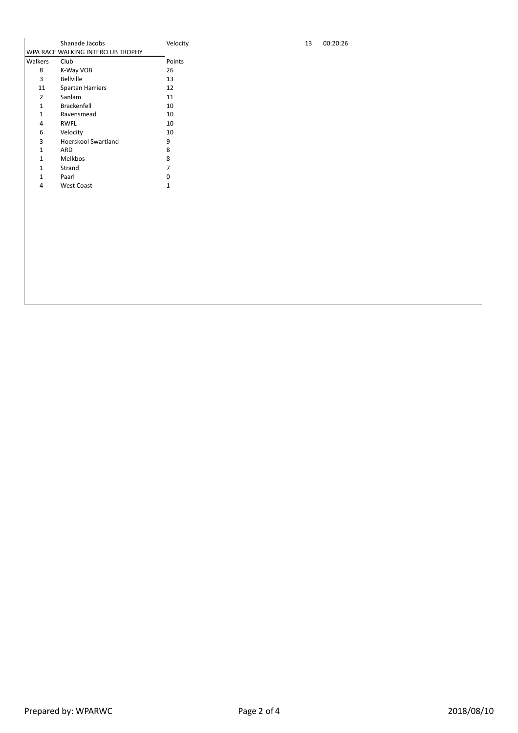| | Shanade Jacobs | Velocity | 13 | 00:20:26 |
|---|---|---|---|---|

## WPA RACE WALKING INTERCLUB TROPHY

| Walkers | Club | Points |
|---|---|---|
| 8 | K-Way VOB | 26 |
| 3 | Bellville | 13 |
| 11 | Spartan Harriers | 12 |
| 2 | Sanlam | 11 |
| 1 | Brackenfell | 10 |
| 1 | Ravensmead | 10 |
| 4 | RWFL | 10 |
| 6 | Velocity | 10 |
| 3 | Hoerskool Swartland | 9 |
| 1 | ARD | 8 |
| 1 | Melkbos | 8 |
| 1 | Strand | 7 |
| 1 | Paarl | 0 |
| 4 | West Coast | 1 |